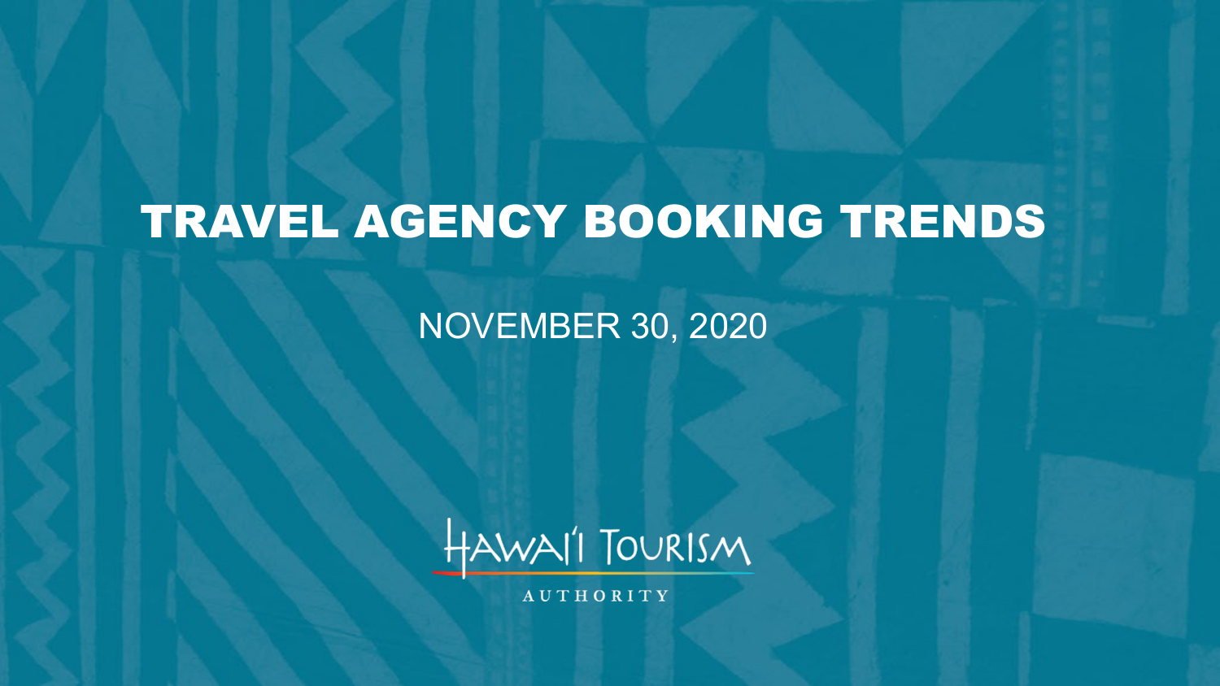# TRAVEL AGENCY BOOKING TRENDS

NOVEMBER 30, 2020

HAWAI'I TOURISM AUTHORITY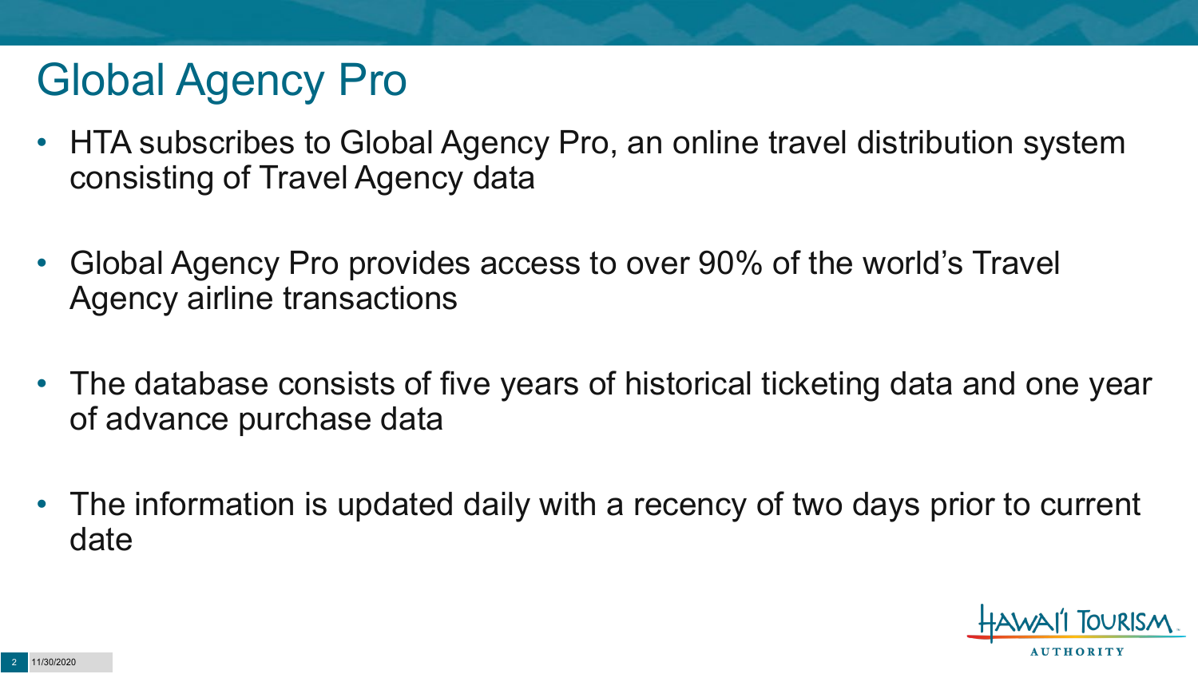# Global Agency Pro

- HTA subscribes to Global Agency Pro, an online travel distribution system consisting of Travel Agency data
- Global Agency Pro provides access to over 90% of the world's Travel Agency airline transactions
- The database consists of five years of historical ticketing data and one year of advance purchase data
- The information is updated daily with a recency of two days prior to current date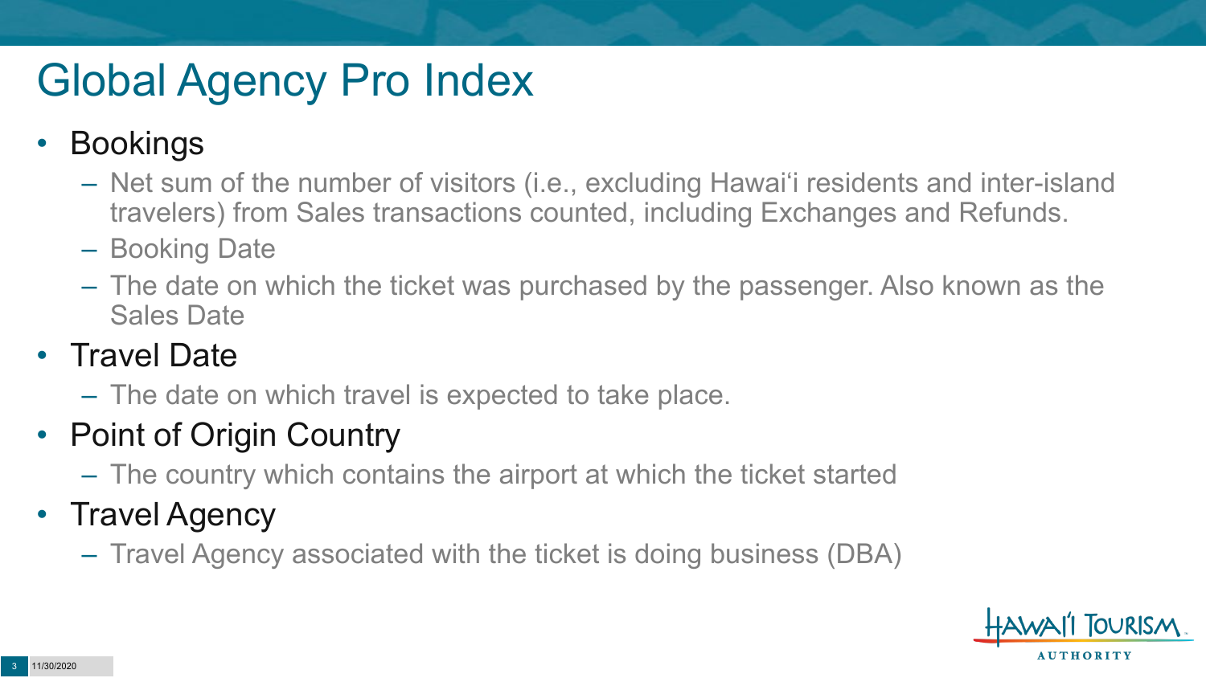# Global Agency Pro Index

- Bookings
  - Net sum of the number of visitors (i.e., excluding Hawai'i residents and inter-island travelers) from Sales transactions counted, including Exchanges and Refunds.
  - Booking Date
  - The date on which the ticket was purchased by the passenger. Also known as the Sales Date
- Travel Date
  - The date on which travel is expected to take place.
- Point of Origin Country
  - The country which contains the airport at which the ticket started
- Travel Agency
  - Travel Agency associated with the ticket is doing business (DBA)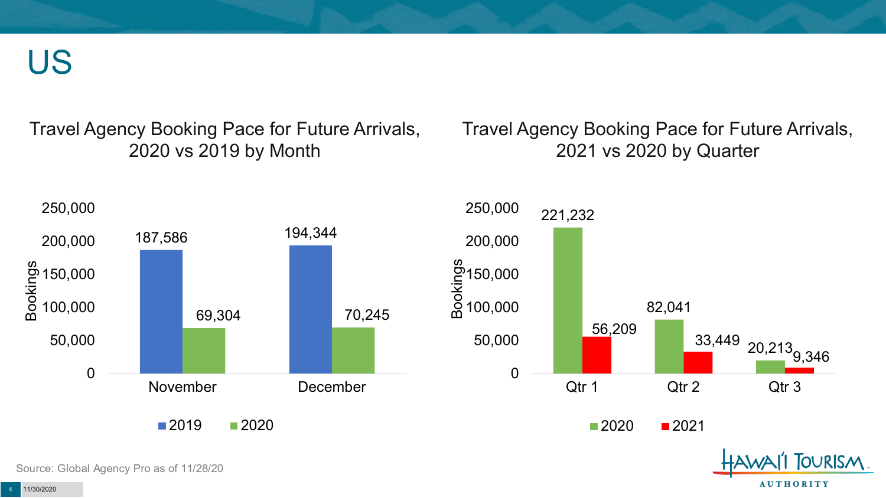# US

## Travel Agency Booking Pace for Future Arrivals, 2020 vs 2019 by Month

| Month | 2019 | 2020 |
| --- | --- | --- |
| November | 187,586 | 69,304 |
| December | 194,344 | 70,245 |

## Travel Agency Booking Pace for Future Arrivals, 2021 vs 2020 by Quarter

| Quarter | 2020 | 2021 |
| --- | --- | --- |
| Qtr 1 | 221,232 | 56,209 |
| Qtr 2 | 82,041 | 33,449 |
| Qtr 3 | 20,213 | 9,346 |

Source: Global Agency Pro as of 11/28/20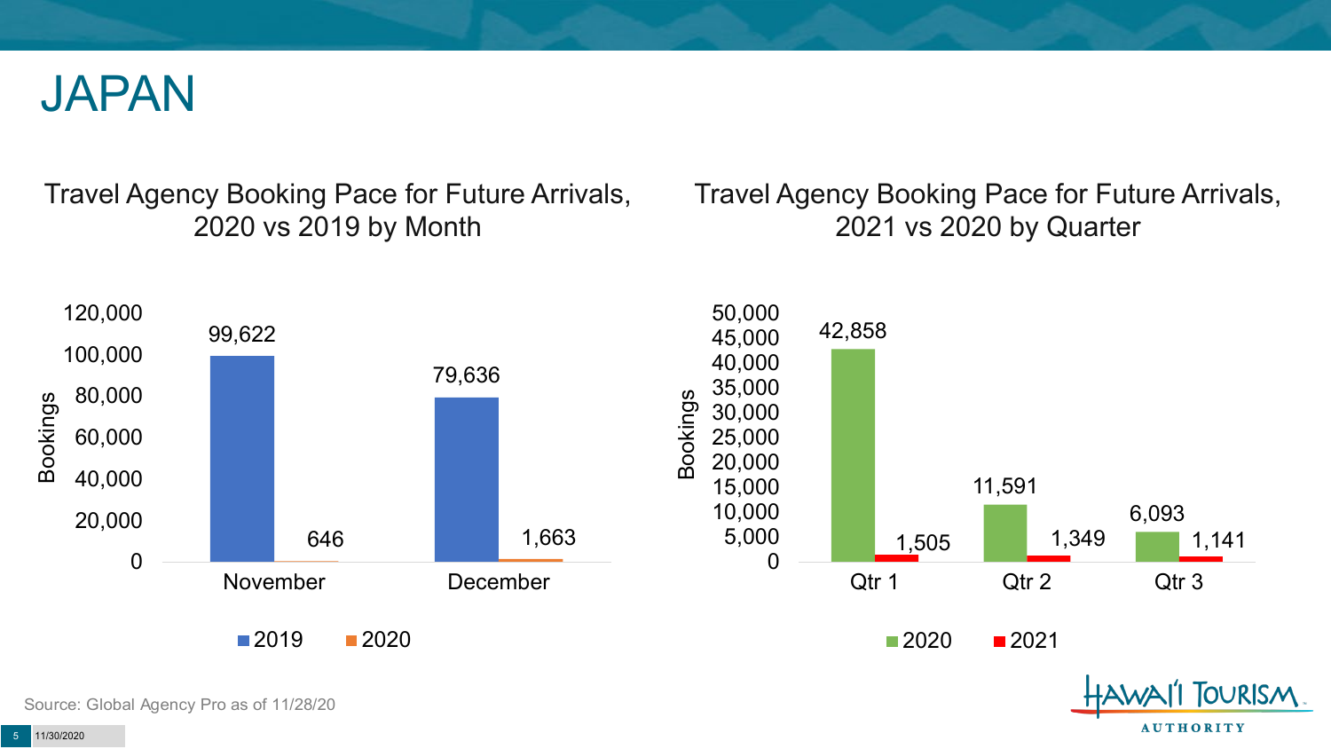# JAPAN

## Travel Agency Booking Pace for Future Arrivals, 2020 vs 2019 by Month

| Month | 2019 | 2020 |
|---|---|---|
| November | 99,622 | 646 |
| December | 79,636 | 1,663 |

## Travel Agency Booking Pace for Future Arrivals, 2021 vs 2020 by Quarter

| Quarter | 2020 | 2021 |
|---|---|---|
| Qtr 1 | 42,858 | 1,505 |
| Qtr 2 | 11,591 | 1,349 |
| Qtr 3 | 6,093 | 1,141 |

Source: Global Agency Pro as of 11/28/20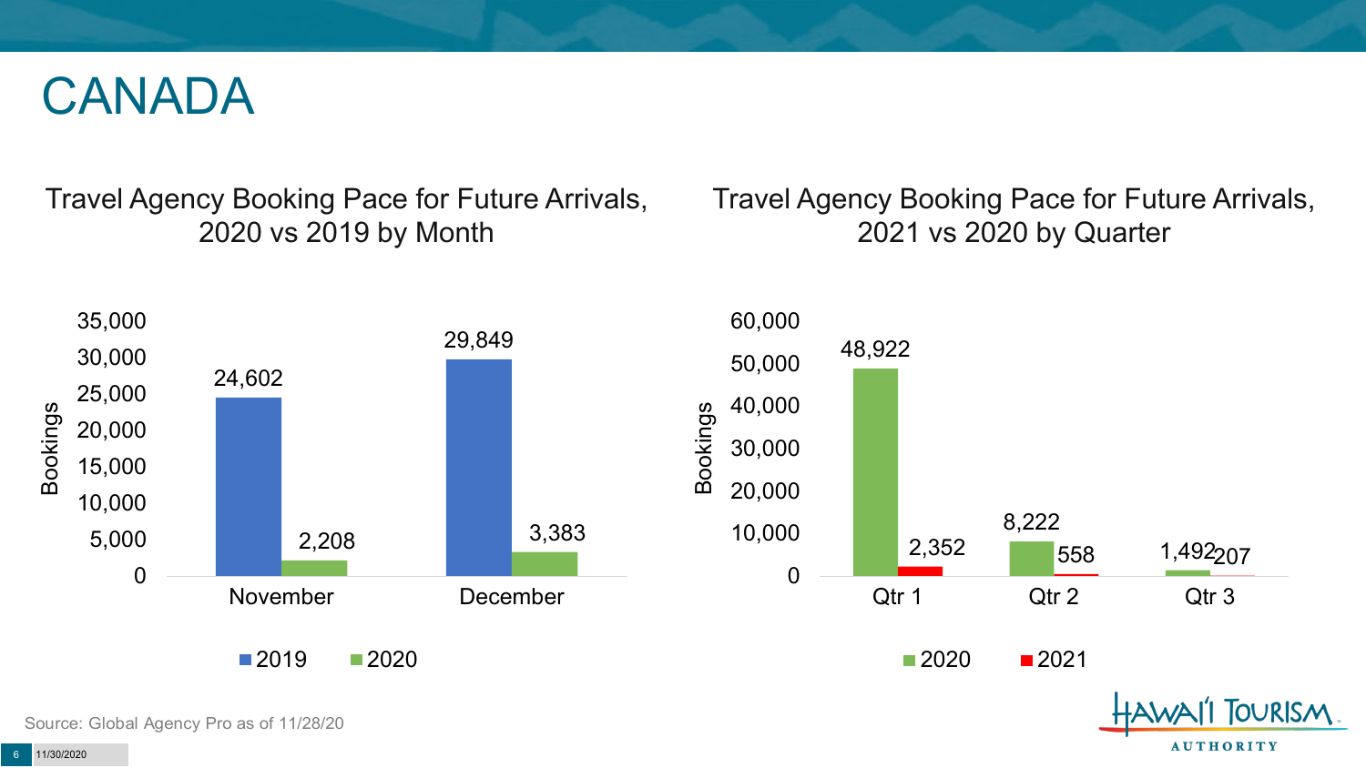# CANADA

## Travel Agency Booking Pace for Future Arrivals, 2020 vs 2019 by Month

| Month | 2019 | 2020 |
|---|---|---|
| November | 24,602 | 2,208 |
| December | 29,849 | 3,383 |

## Travel Agency Booking Pace for Future Arrivals, 2021 vs 2020 by Quarter

| Quarter | 2020 | 2021 |
|---|---|---|
| Qtr 1 | 48,922 | 2,352 |
| Qtr 2 | 8,222 | 558 |
| Qtr 3 | 1,492 | 207 |

Source: Global Agency Pro as of 11/28/20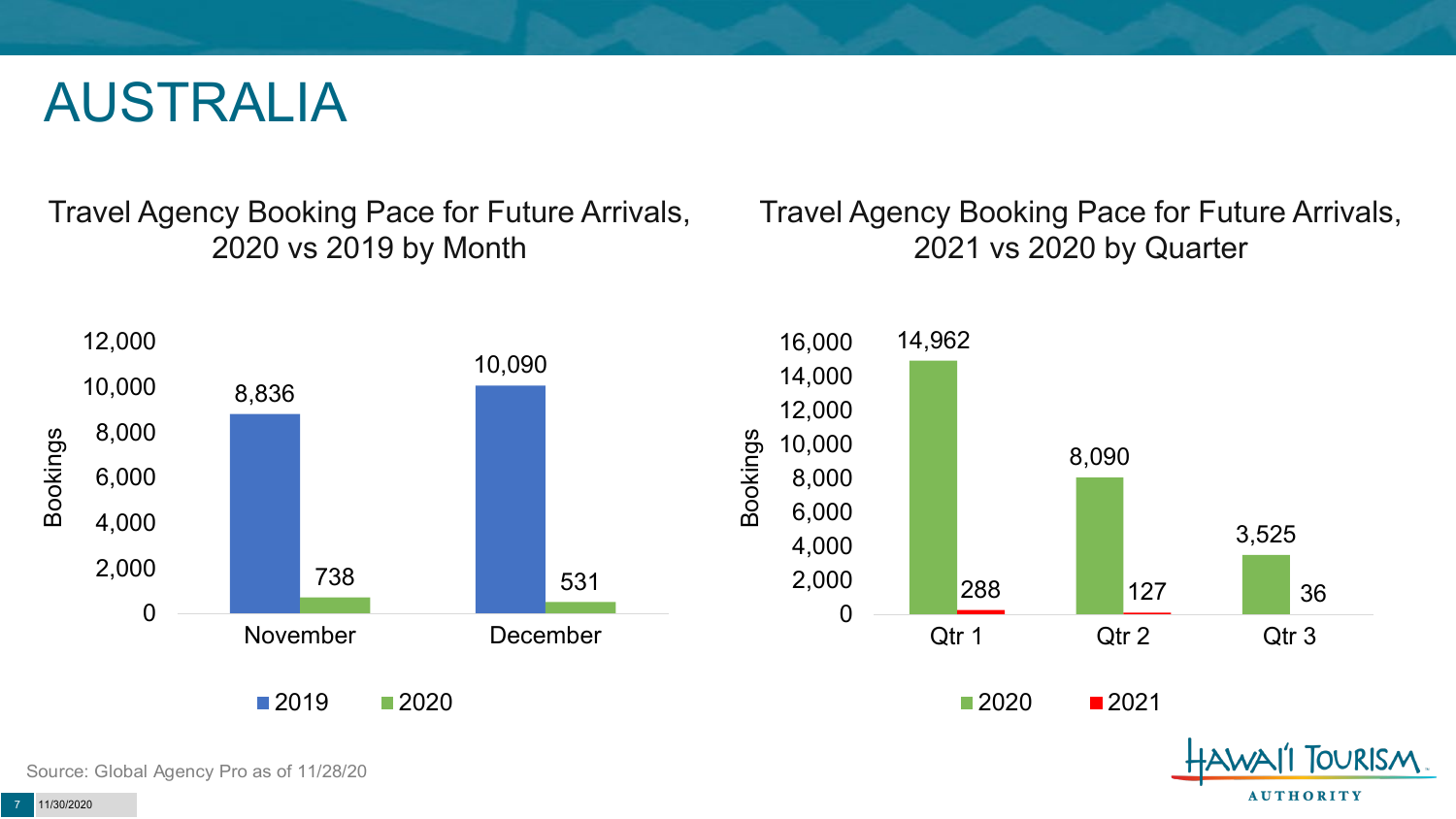# AUSTRALIA

## Travel Agency Booking Pace for Future Arrivals, 2020 vs 2019 by Month

| Month | 2019 | 2020 |
|---|---|---|
| November | 8,836 | 738 |
| December | 10,090 | 531 |

## Travel Agency Booking Pace for Future Arrivals, 2021 vs 2020 by Quarter

| Quarter | 2020 | 2021 |
|---|---|---|
| Qtr 1 | 14,962 | 288 |
| Qtr 2 | 8,090 | 127 |
| Qtr 3 | 3,525 | 36 |

Source: Global Agency Pro as of 11/28/20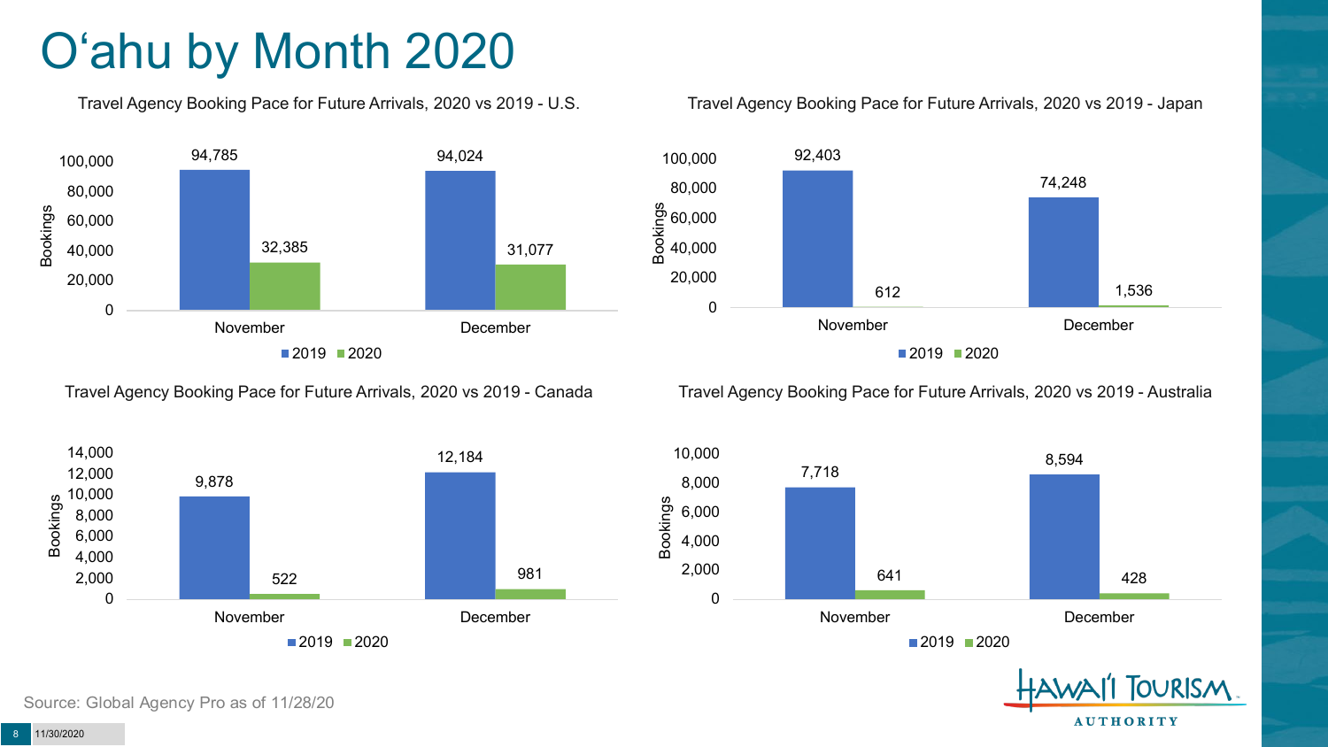# O'ahu by Month 2020

### Travel Agency Booking Pace for Future Arrivals, 2020 vs 2019 - U.S.

| Month | 2019 | 2020 |
|---|---|---|
| November | 94,785 | 32,385 |
| December | 94,024 | 31,077 |

### Travel Agency Booking Pace for Future Arrivals, 2020 vs 2019 - Japan

| Month | 2019 | 2020 |
|---|---|---|
| November | 92,403 | 612 |
| December | 74,248 | 1,536 |

### Travel Agency Booking Pace for Future Arrivals, 2020 vs 2019 - Canada

| Month | 2019 | 2020 |
|---|---|---|
| November | 9,878 | 522 |
| December | 12,184 | 981 |

### Travel Agency Booking Pace for Future Arrivals, 2020 vs 2019 - Australia

| Month | 2019 | 2020 |
|---|---|---|
| November | 7,718 | 641 |
| December | 8,594 | 428 |

Source: Global Agency Pro as of 11/28/20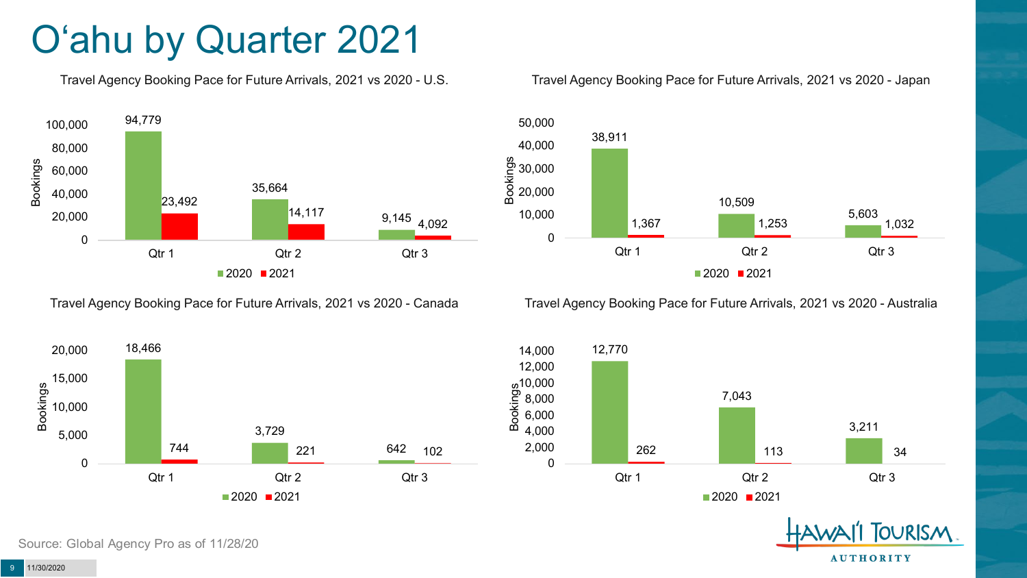# O'ahu by Quarter 2021

### Travel Agency Booking Pace for Future Arrivals, 2021 vs 2020 - U.S.

| Quarter | 2020 | 2021 |
|---|---|---|
| Qtr 1 | 94,779 | 23,492 |
| Qtr 2 | 35,664 | 14,117 |
| Qtr 3 | 9,145 | 4,092 |

### Travel Agency Booking Pace for Future Arrivals, 2021 vs 2020 - Japan

| Quarter | 2020 | 2021 |
|---|---|---|
| Qtr 1 | 38,911 | 1,367 |
| Qtr 2 | 10,509 | 1,253 |
| Qtr 3 | 5,603 | 1,032 |

### Travel Agency Booking Pace for Future Arrivals, 2021 vs 2020 - Canada

| Quarter | 2020 | 2021 |
|---|---|---|
| Qtr 1 | 18,466 | 744 |
| Qtr 2 | 3,729 | 221 |
| Qtr 3 | 642 | 102 |

### Travel Agency Booking Pace for Future Arrivals, 2021 vs 2020 - Australia

| Quarter | 2020 | 2021 |
|---|---|---|
| Qtr 1 | 12,770 | 262 |
| Qtr 2 | 7,043 | 113 |
| Qtr 3 | 3,211 | 34 |

Source: Global Agency Pro as of 11/28/20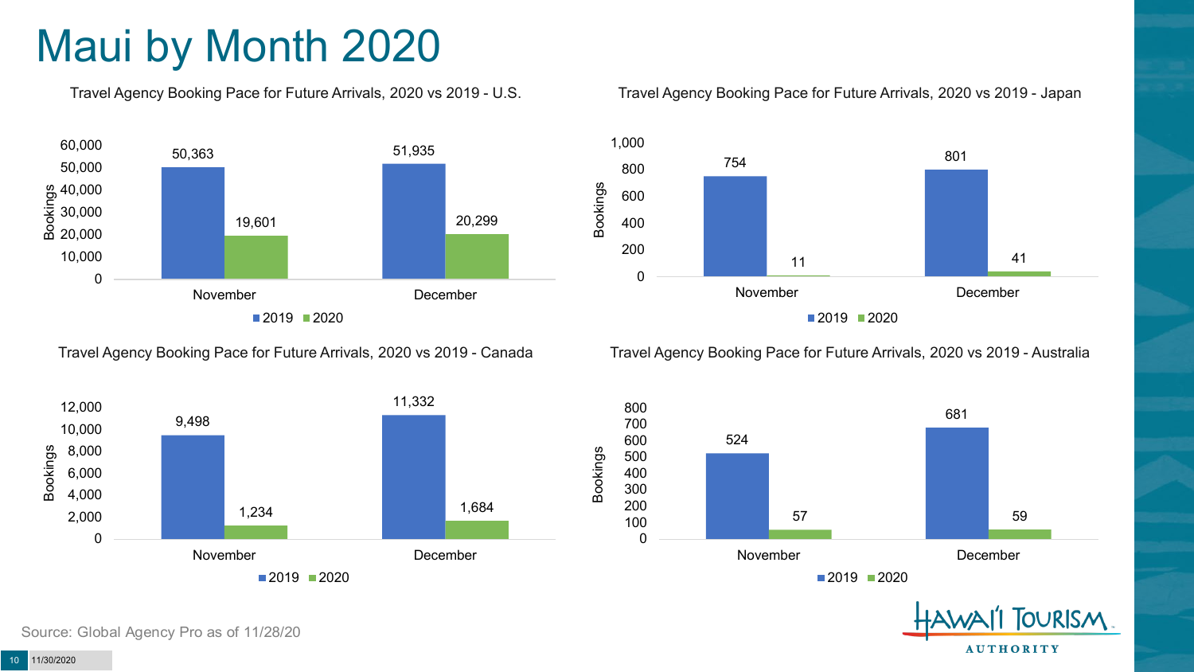# Maui by Month 2020

### Travel Agency Booking Pace for Future Arrivals, 2020 vs 2019 - U.S.

| Month | 2019 | 2020 |
|---|---|---|
| November | 50,363 | 19,601 |
| December | 51,935 | 20,299 |

### Travel Agency Booking Pace for Future Arrivals, 2020 vs 2019 - Japan

| Month | 2019 | 2020 |
|---|---|---|
| November | 754 | 11 |
| December | 801 | 41 |

### Travel Agency Booking Pace for Future Arrivals, 2020 vs 2019 - Canada

| Month | 2019 | 2020 |
|---|---|---|
| November | 9,498 | 1,234 |
| December | 11,332 | 1,684 |

### Travel Agency Booking Pace for Future Arrivals, 2020 vs 2019 - Australia

| Month | 2019 | 2020 |
|---|---|---|
| November | 524 | 57 |
| December | 681 | 59 |

Source: Global Agency Pro as of 11/28/20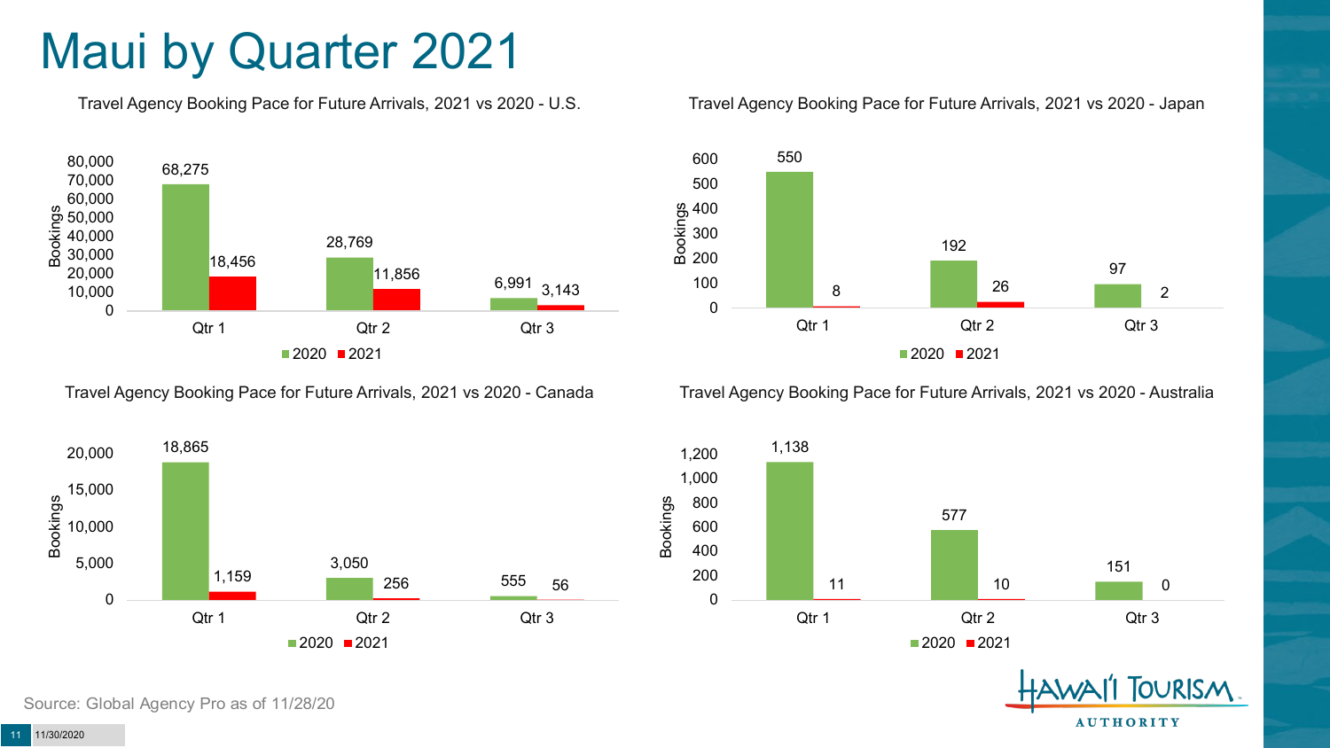# Maui by Quarter 2021

**Travel Agency Booking Pace for Future Arrivals, 2021 vs 2020 - U.S.**

| | 2020 | 2021 |
|---|---|---|
| Qtr 1 | 68,275 | 18,456 |
| Qtr 2 | 28,769 | 11,856 |
| Qtr 3 | 6,991 | 3,143 |

**Travel Agency Booking Pace for Future Arrivals, 2021 vs 2020 - Japan**

| | 2020 | 2021 |
|---|---|---|
| Qtr 1 | 550 | 8 |
| Qtr 2 | 192 | 26 |
| Qtr 3 | 97 | 2 |

**Travel Agency Booking Pace for Future Arrivals, 2021 vs 2020 - Canada**

| | 2020 | 2021 |
|---|---|---|
| Qtr 1 | 18,865 | 1,159 |
| Qtr 2 | 3,050 | 256 |
| Qtr 3 | 555 | 56 |

**Travel Agency Booking Pace for Future Arrivals, 2021 vs 2020 - Australia**

| | 2020 | 2021 |
|---|---|---|
| Qtr 1 | 1,138 | 11 |
| Qtr 2 | 577 | 10 |
| Qtr 3 | 151 | 0 |

Source: Global Agency Pro as of 11/28/20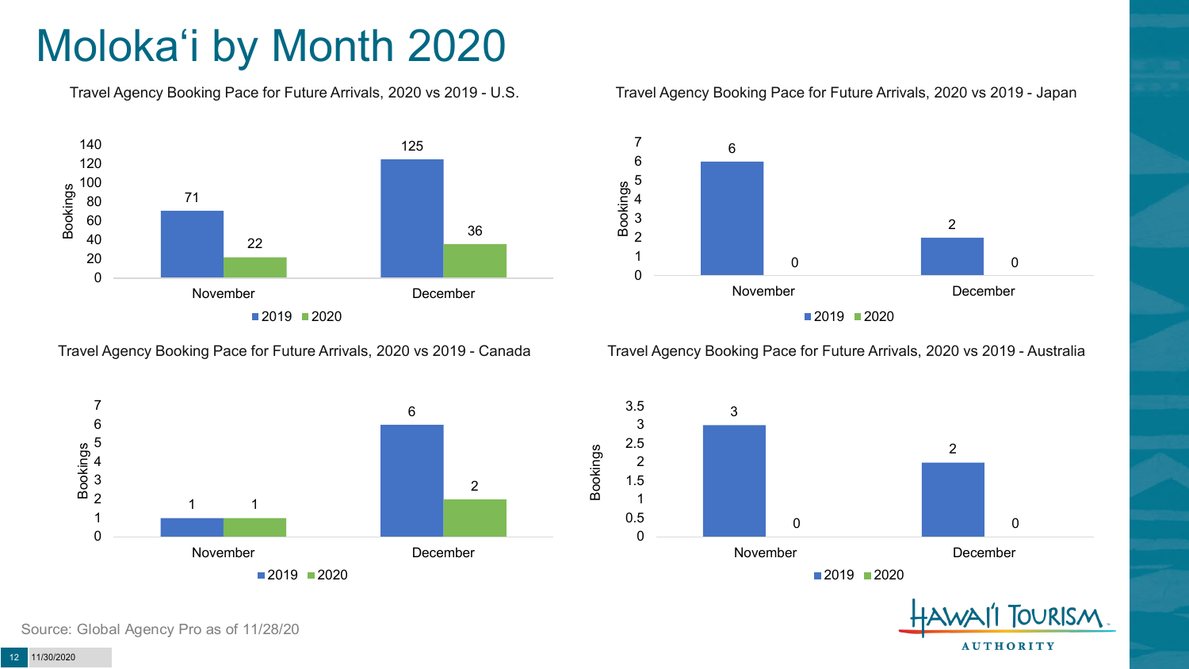# Molokaʻi by Month 2020

Travel Agency Booking Pace for Future Arrivals, 2020 vs 2019 - U.S.

| Bookings | 2019 | 2020 |
|---|---|---|
| November | 71 | 22 |
| December | 125 | 36 |

Travel Agency Booking Pace for Future Arrivals, 2020 vs 2019 - Japan

| Bookings | 2019 | 2020 |
|---|---|---|
| November | 6 | 0 |
| December | 2 | 0 |

Travel Agency Booking Pace for Future Arrivals, 2020 vs 2019 - Canada

| Bookings | 2019 | 2020 |
|---|---|---|
| November | 1 | 1 |
| December | 6 | 2 |

Travel Agency Booking Pace for Future Arrivals, 2020 vs 2019 - Australia

| Bookings | 2019 | 2020 |
|---|---|---|
| November | 3 | 0 |
| December | 2 | 0 |

Source: Global Agency Pro as of 11/28/20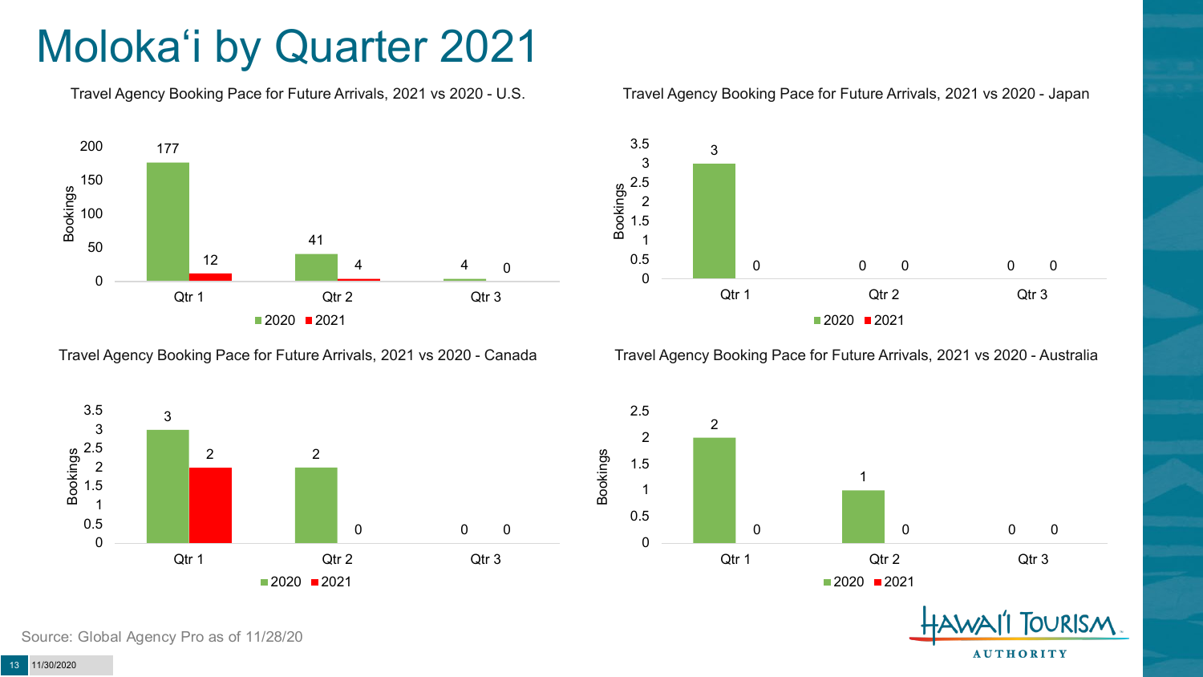# Molokaʻi by Quarter 2021

### Travel Agency Booking Pace for Future Arrivals, 2021 vs 2020 - U.S.

| | 2020 | 2021 |
|---|---|---|
| Qtr 1 | 177 | 12 |
| Qtr 2 | 41 | 4 |
| Qtr 3 | 4 | 0 |

### Travel Agency Booking Pace for Future Arrivals, 2021 vs 2020 - Japan

| | 2020 | 2021 |
|---|---|---|
| Qtr 1 | 3 | 0 |
| Qtr 2 | 0 | 0 |
| Qtr 3 | 0 | 0 |

### Travel Agency Booking Pace for Future Arrivals, 2021 vs 2020 - Canada

| | 2020 | 2021 |
|---|---|---|
| Qtr 1 | 3 | 2 |
| Qtr 2 | 2 | 0 |
| Qtr 3 | 0 | 0 |

### Travel Agency Booking Pace for Future Arrivals, 2021 vs 2020 - Australia

| | 2020 | 2021 |
|---|---|---|
| Qtr 1 | 2 | 0 |
| Qtr 2 | 1 | 0 |
| Qtr 3 | 0 | 0 |

Source: Global Agency Pro as of 11/28/20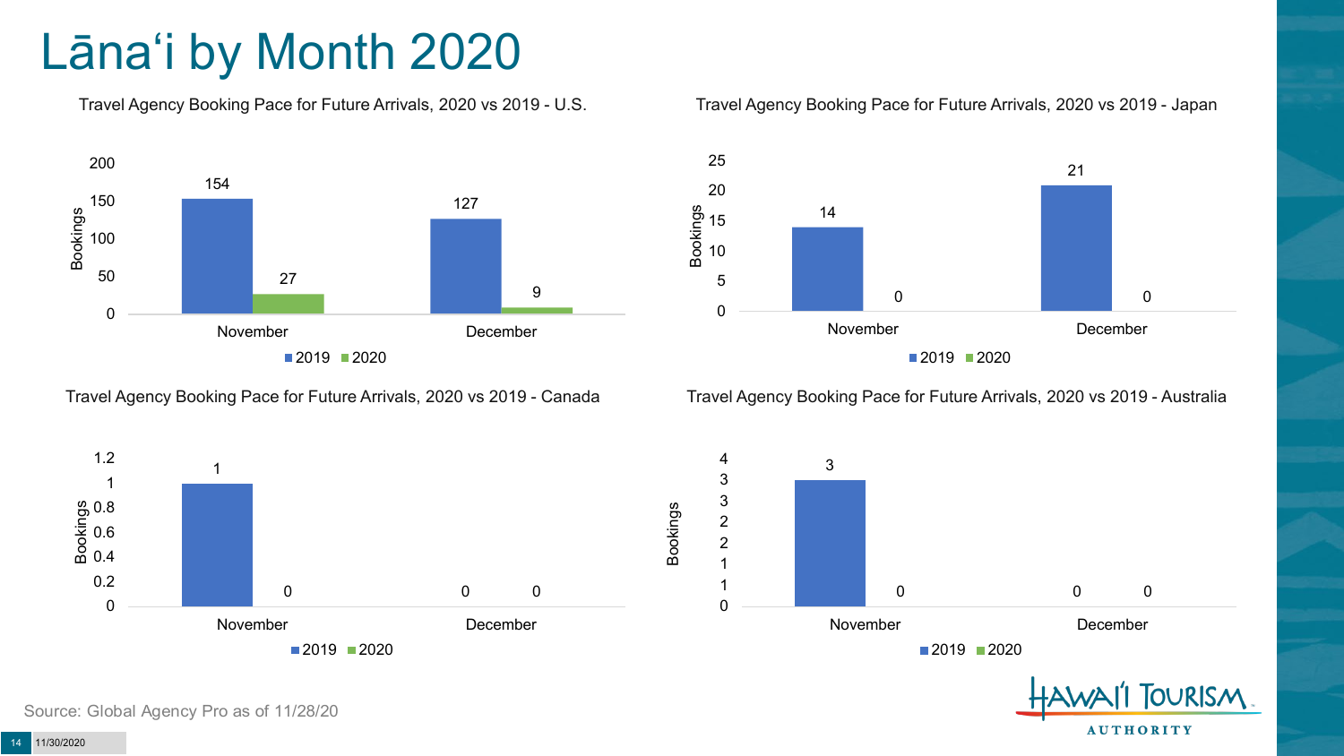# Lānaʻi by Month 2020

### Travel Agency Booking Pace for Future Arrivals, 2020 vs 2019 - U.S.

| | 2019 | 2020 |
|---|---|---|
| November | 154 | 27 |
| December | 127 | 9 |

### Travel Agency Booking Pace for Future Arrivals, 2020 vs 2019 - Japan

| | 2019 | 2020 |
|---|---|---|
| November | 14 | 0 |
| December | 21 | 0 |

### Travel Agency Booking Pace for Future Arrivals, 2020 vs 2019 - Canada

| | 2019 | 2020 |
|---|---|---|
| November | 1 | 0 |
| December | 0 | 0 |

### Travel Agency Booking Pace for Future Arrivals, 2020 vs 2019 - Australia

| | 2019 | 2020 |
|---|---|---|
| November | 3 | 0 |
| December | 0 | 0 |

Source: Global Agency Pro as of 11/28/20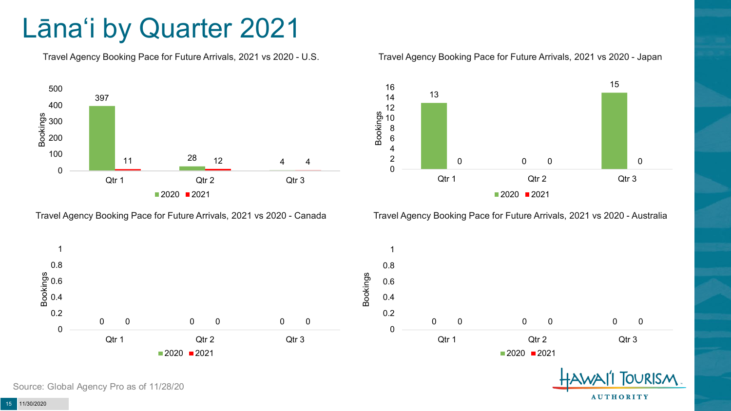# Lānaʻi by Quarter 2021

### Travel Agency Booking Pace for Future Arrivals, 2021 vs 2020 - U.S.

| Quarter | 2020 | 2021 |
|---|---|---|
| Qtr 1 | 397 | 11 |
| Qtr 2 | 28 | 12 |
| Qtr 3 | 4 | 4 |

### Travel Agency Booking Pace for Future Arrivals, 2021 vs 2020 - Japan

| Quarter | 2020 | 2021 |
|---|---|---|
| Qtr 1 | 13 | 0 |
| Qtr 2 | 0 | 0 |
| Qtr 3 | 15 | 0 |

### Travel Agency Booking Pace for Future Arrivals, 2021 vs 2020 - Canada

| Quarter | 2020 | 2021 |
|---|---|---|
| Qtr 1 | 0 | 0 |
| Qtr 2 | 0 | 0 |
| Qtr 3 | 0 | 0 |

### Travel Agency Booking Pace for Future Arrivals, 2021 vs 2020 - Australia

| Quarter | 2020 | 2021 |
|---|---|---|
| Qtr 1 | 0 | 0 |
| Qtr 2 | 0 | 0 |
| Qtr 3 | 0 | 0 |

Source: Global Agency Pro as of 11/28/20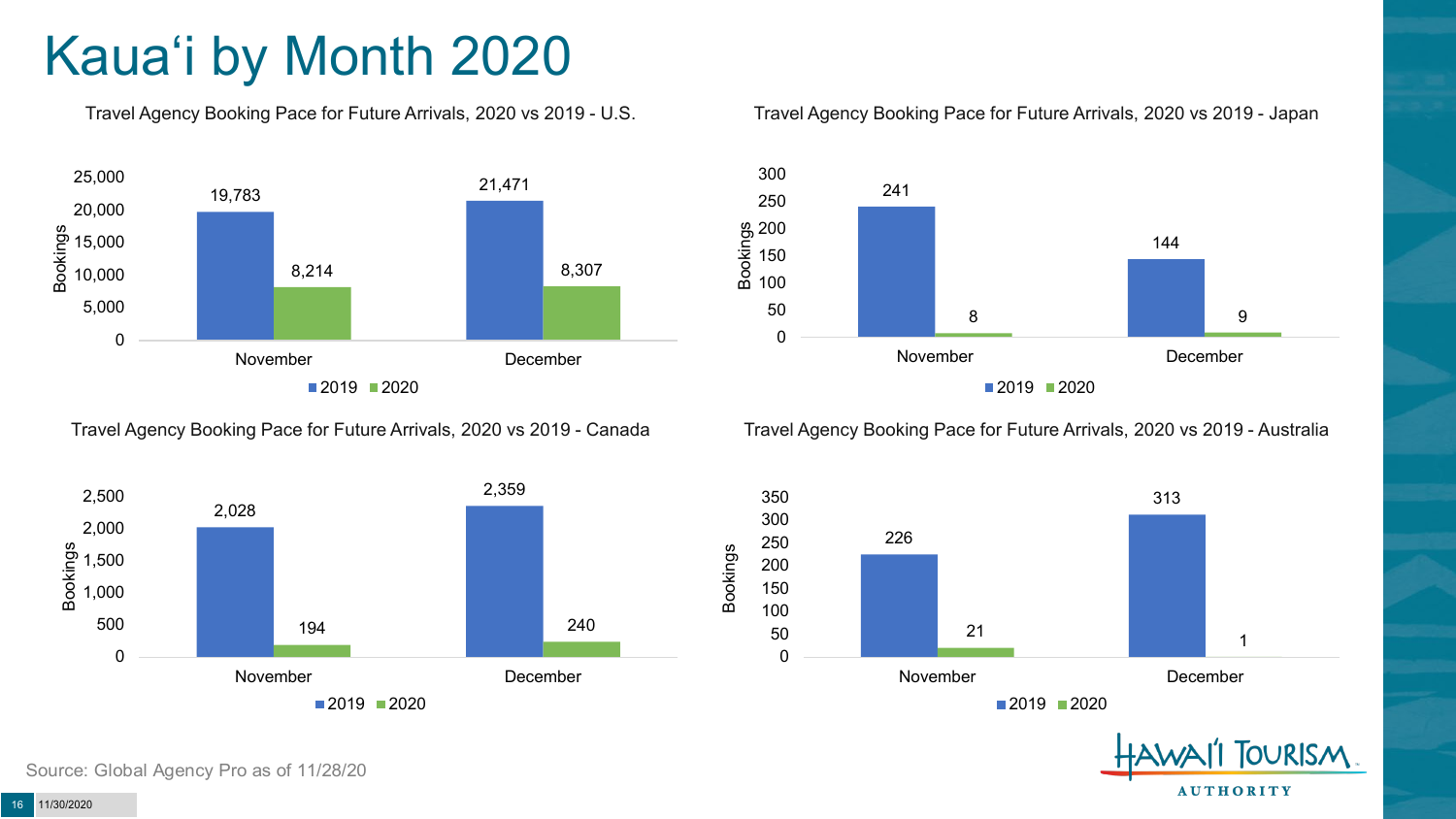# Kauaʻi by Month 2020

### Travel Agency Booking Pace for Future Arrivals, 2020 vs 2019 - U.S.

| | 2019 | 2020 |
|---|---|---|
| November | 19,783 | 8,214 |
| December | 21,471 | 8,307 |

### Travel Agency Booking Pace for Future Arrivals, 2020 vs 2019 - Japan

| | 2019 | 2020 |
|---|---|---|
| November | 241 | 8 |
| December | 144 | 9 |

### Travel Agency Booking Pace for Future Arrivals, 2020 vs 2019 - Canada

| | 2019 | 2020 |
|---|---|---|
| November | 2,028 | 194 |
| December | 2,359 | 240 |

### Travel Agency Booking Pace for Future Arrivals, 2020 vs 2019 - Australia

| | 2019 | 2020 |
|---|---|---|
| November | 226 | 21 |
| December | 313 | 1 |

Source: Global Agency Pro as of 11/28/20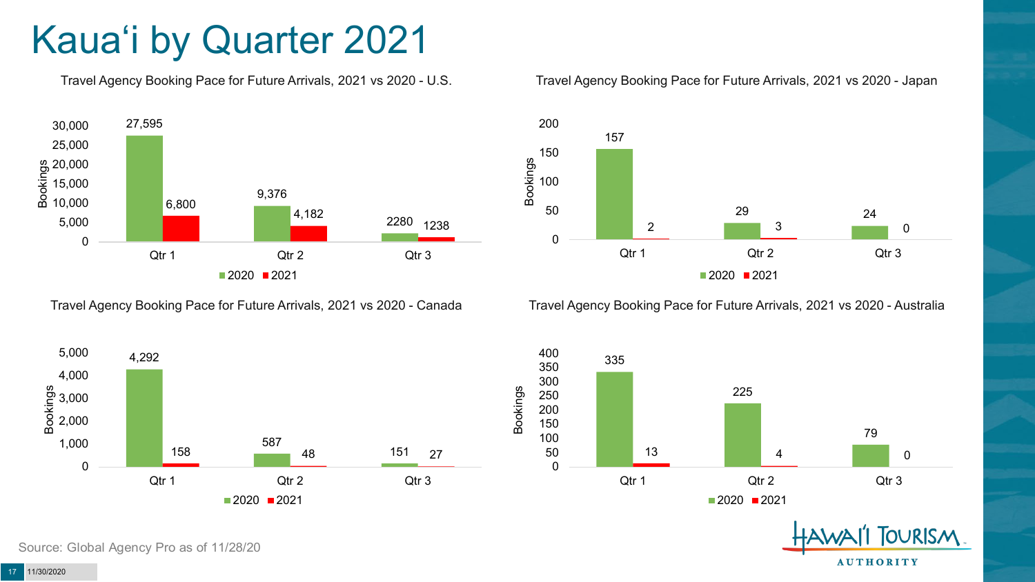# Kauaʻi by Quarter 2021

### Travel Agency Booking Pace for Future Arrivals, 2021 vs 2020 - U.S.

| | 2020 | 2021 |
|---|---|---|
| Qtr 1 | 27,595 | 6,800 |
| Qtr 2 | 9,376 | 4,182 |
| Qtr 3 | 2280 | 1238 |

### Travel Agency Booking Pace for Future Arrivals, 2021 vs 2020 - Japan

| | 2020 | 2021 |
|---|---|---|
| Qtr 1 | 157 | 2 |
| Qtr 2 | 29 | 3 |
| Qtr 3 | 24 | 0 |

### Travel Agency Booking Pace for Future Arrivals, 2021 vs 2020 - Canada

| | 2020 | 2021 |
|---|---|---|
| Qtr 1 | 4,292 | 158 |
| Qtr 2 | 587 | 48 |
| Qtr 3 | 151 | 27 |

### Travel Agency Booking Pace for Future Arrivals, 2021 vs 2020 - Australia

| | 2020 | 2021 |
|---|---|---|
| Qtr 1 | 335 | 13 |
| Qtr 2 | 225 | 4 |
| Qtr 3 | 79 | 0 |

Source: Global Agency Pro as of 11/28/20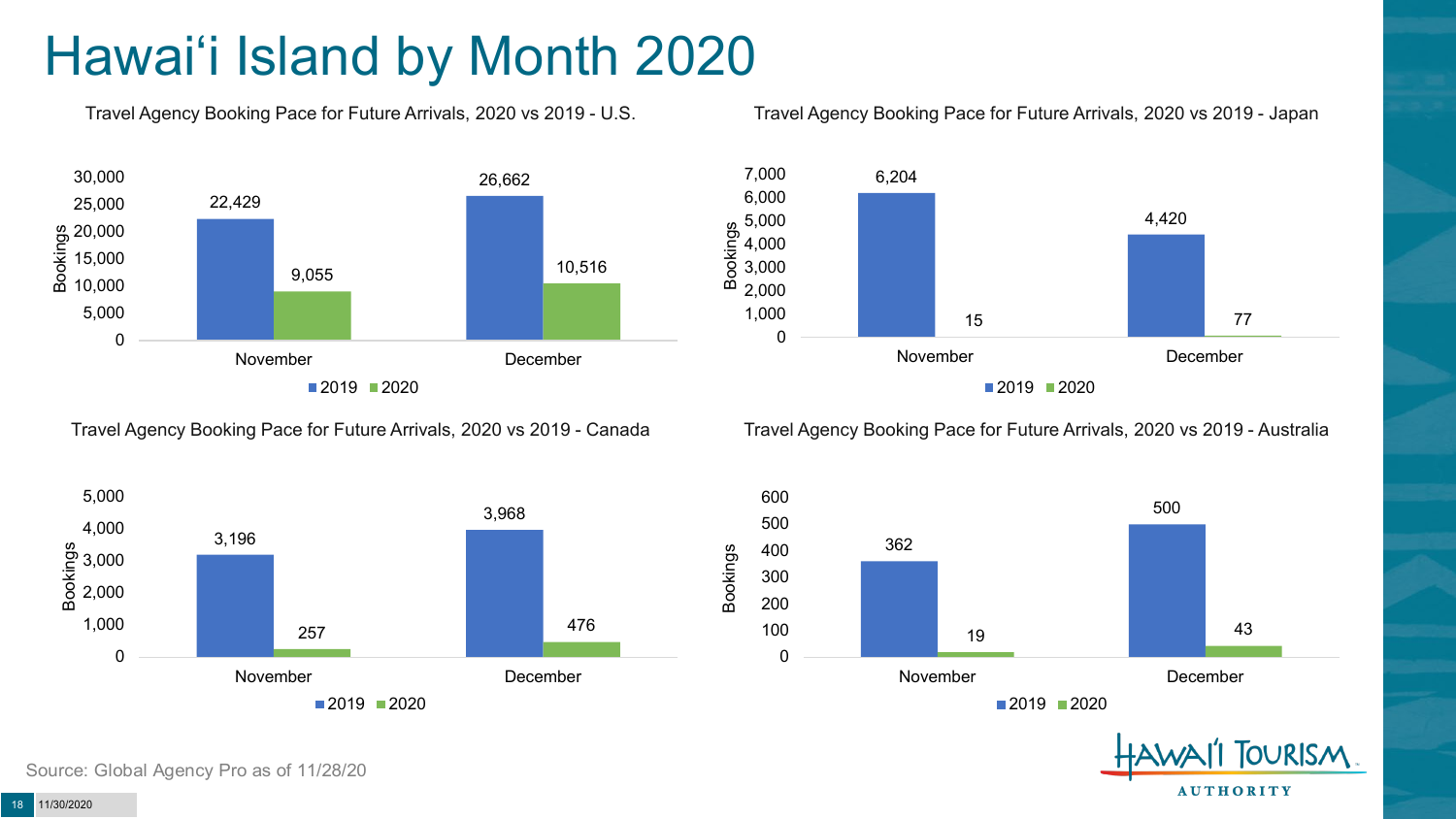# Hawai'i Island by Month 2020

### Travel Agency Booking Pace for Future Arrivals, 2020 vs 2019 - U.S.

| Month | 2019 | 2020 |
|---|---|---|
| November | 22,429 | 9,055 |
| December | 26,662 | 10,516 |

### Travel Agency Booking Pace for Future Arrivals, 2020 vs 2019 - Japan

| Month | 2019 | 2020 |
|---|---|---|
| November | 6,204 | 15 |
| December | 4,420 | 77 |

### Travel Agency Booking Pace for Future Arrivals, 2020 vs 2019 - Canada

| Month | 2019 | 2020 |
|---|---|---|
| November | 3,196 | 257 |
| December | 3,968 | 476 |

### Travel Agency Booking Pace for Future Arrivals, 2020 vs 2019 - Australia

| Month | 2019 | 2020 |
|---|---|---|
| November | 362 | 19 |
| December | 500 | 43 |

Source: Global Agency Pro as of 11/28/20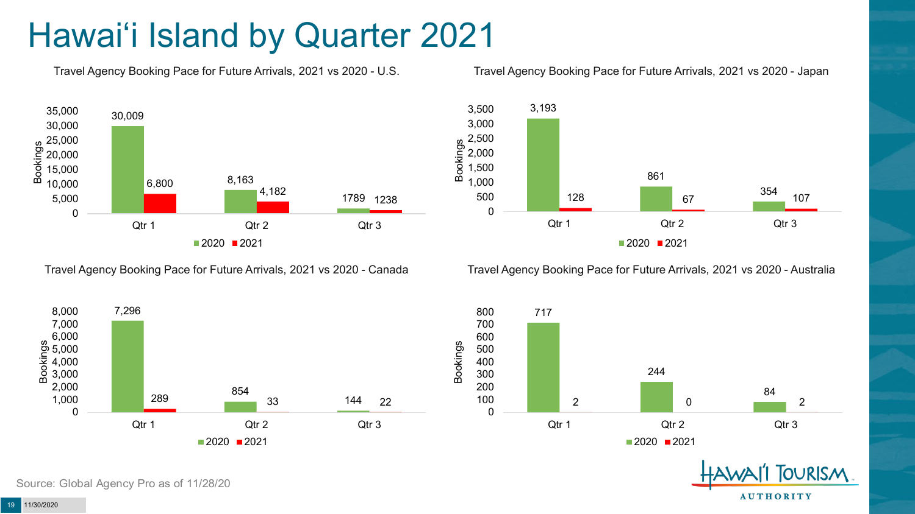# Hawai'i Island by Quarter 2021

Travel Agency Booking Pace for Future Arrivals, 2021 vs 2020 - U.S.

Bookings

35,000
30,000
25,000
20,000
15,000
10,000
5,000
0

30,009
6,800
8,163
4,182
1789
1238

Qtr 1
Qtr 2
Qtr 3

2020
2021

Travel Agency Booking Pace for Future Arrivals, 2021 vs 2020 - Japan

Bookings

3,500
3,000
2,500
2,000
1,500
1,000
500
0

3,193
128
861
67
354
107

Qtr 1
Qtr 2
Qtr 3

2020
2021

Travel Agency Booking Pace for Future Arrivals, 2021 vs 2020 - Canada

Bookings

8,000
7,000
6,000
5,000
4,000
3,000
2,000
1,000
0

7,296
289
854
33
144
22

Qtr 1
Qtr 2
Qtr 3

2020
2021

Travel Agency Booking Pace for Future Arrivals, 2021 vs 2020 - Australia

Bookings

800
700
600
500
400
300
200
100
0

717
2
244
0
84
2

Qtr 1
Qtr 2
Qtr 3

2020
2021

Source: Global Agency Pro as of 11/28/20

HAWAI'I TOURISM AUTHORITY

11/30/2020